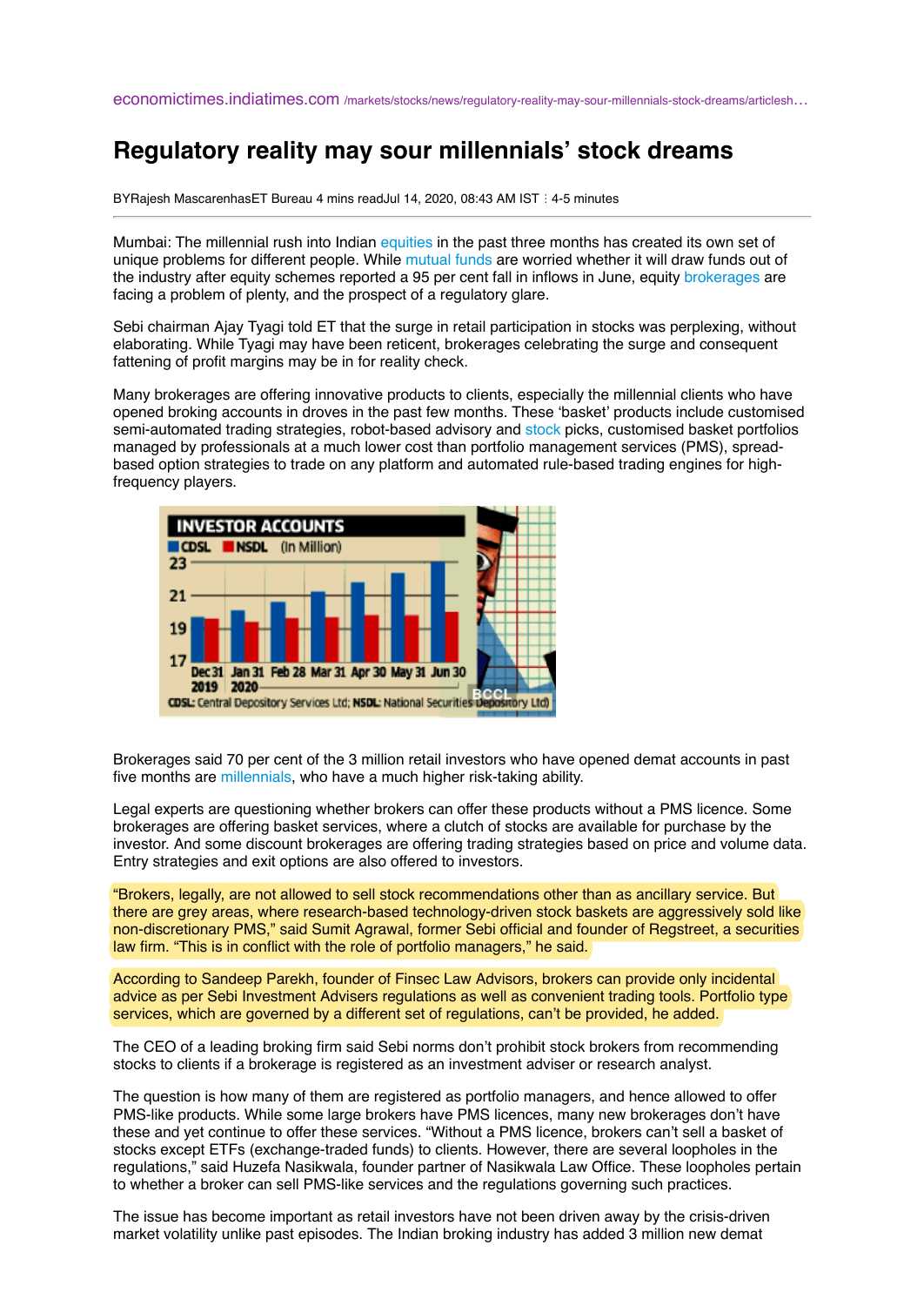economictimes.indiatimes.com /markets/stocks/news/regulatory-reality-may-sour-millennials-stock-dreams/articlesh…

# Regulatory reality may sour millennials' stock dreams

BYRajesh MascarenhasET Bureau 4 mins readJul 14, 2020, 08:43 AM IST ⋮ 4-5 minutes

---

Mumbai: The millennial rush into Indian equities in the past three months has created its own set of unique problems for different people. While mutual funds are worried whether it will draw funds out of the industry after equity schemes reported a 95 per cent fall in inflows in June, equity brokerages are facing a problem of plenty, and the prospect of a regulatory glare.

Sebi chairman Ajay Tyagi told ET that the surge in retail participation in stocks was perplexing, without elaborating. While Tyagi may have been reticent, brokerages celebrating the surge and consequent fattening of profit margins may be in for reality check.

Many brokerages are offering innovative products to clients, especially the millennial clients who have opened broking accounts in droves in the past few months. These 'basket' products include customised semi-automated trading strategies, robot-based advisory and stock picks, customised basket portfolios managed by professionals at a much lower cost than portfolio management services (PMS), spread-based option strategies to trade on any platform and automated rule-based trading engines for high-frequency players.

**INVESTOR ACCOUNTS**

CDSL NSDL (In Million)

CDSL: Central Depository Services Ltd; NSDL: National Securities Depository Ltd)

Brokerages said 70 per cent of the 3 million retail investors who have opened demat accounts in past five months are millennials, who have a much higher risk-taking ability.

Legal experts are questioning whether brokers can offer these products without a PMS licence. Some brokerages are offering basket services, where a clutch of stocks are available for purchase by the investor. And some discount brokerages are offering trading strategies based on price and volume data. Entry strategies and exit options are also offered to investors.

"Brokers, legally, are not allowed to sell stock recommendations other than as ancillary service. But there are grey areas, where research-based technology-driven stock baskets are aggressively sold like non-discretionary PMS," said Sumit Agrawal, former Sebi official and founder of Regstreet, a securities law firm. "This is in conflict with the role of portfolio managers," he said.

According to Sandeep Parekh, founder of Finsec Law Advisors, brokers can provide only incidental advice as per Sebi Investment Advisers regulations as well as convenient trading tools. Portfolio type services, which are governed by a different set of regulations, can't be provided, he added.

The CEO of a leading broking firm said Sebi norms don't prohibit stock brokers from recommending stocks to clients if a brokerage is registered as an investment adviser or research analyst.

The question is how many of them are registered as portfolio managers, and hence allowed to offer PMS-like products. While some large brokers have PMS licences, many new brokerages don't have these and yet continue to offer these services. "Without a PMS licence, brokers can't sell a basket of stocks except ETFs (exchange-traded funds) to clients. However, there are several loopholes in the regulations," said Huzefa Nasikwala, founder partner of Nasikwala Law Office. These loopholes pertain to whether a broker can sell PMS-like services and the regulations governing such practices.

The issue has become important as retail investors have not been driven away by the crisis-driven market volatility unlike past episodes. The Indian broking industry has added 3 million new demat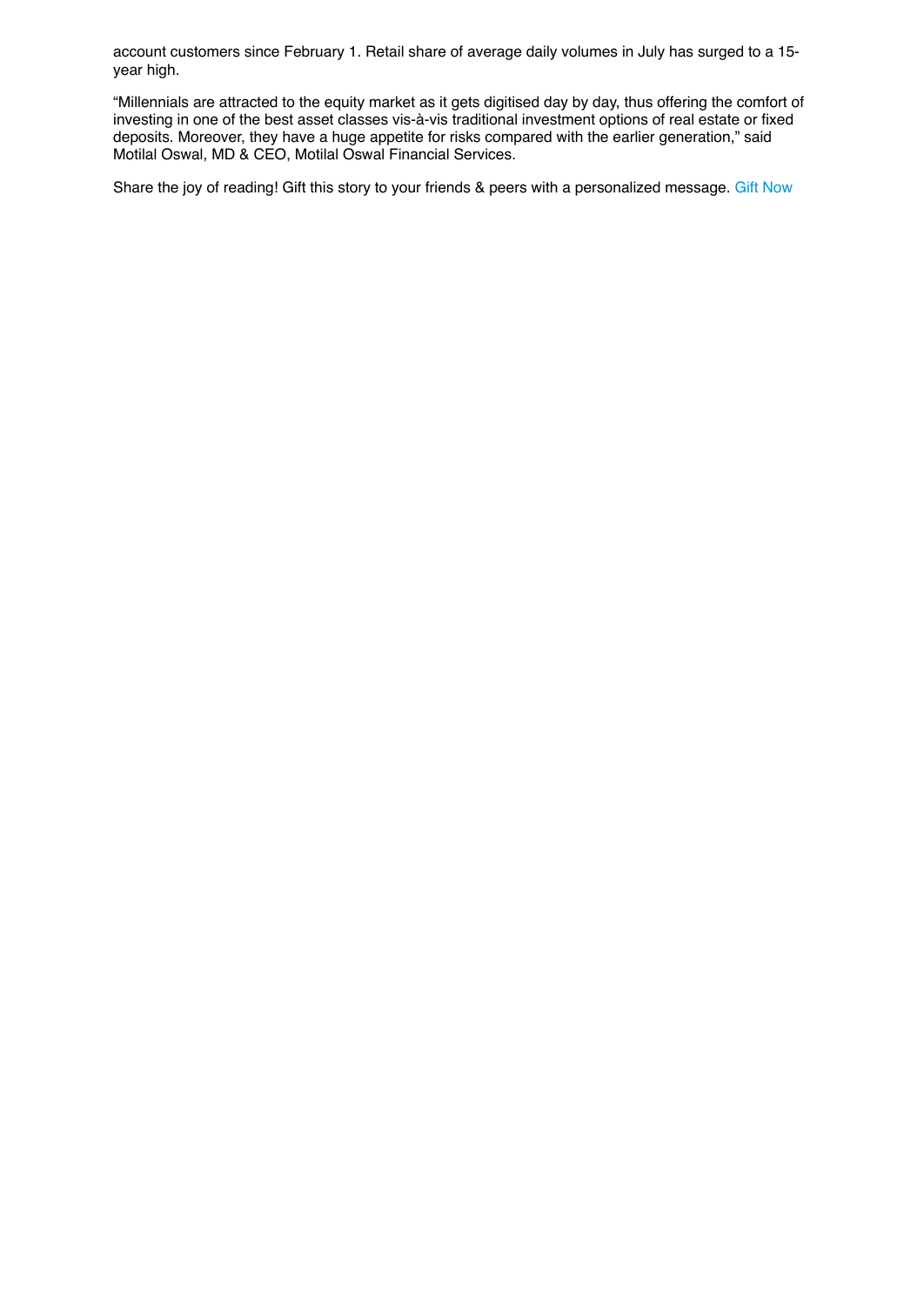account customers since February 1. Retail share of average daily volumes in July has surged to a 15-year high.

“Millennials are attracted to the equity market as it gets digitised day by day, thus offering the comfort of investing in one of the best asset classes vis-à-vis traditional investment options of real estate or fixed deposits. Moreover, they have a huge appetite for risks compared with the earlier generation,” said Motilal Oswal, MD & CEO, Motilal Oswal Financial Services.

Share the joy of reading! Gift this story to your friends & peers with a personalized message. Gift Now